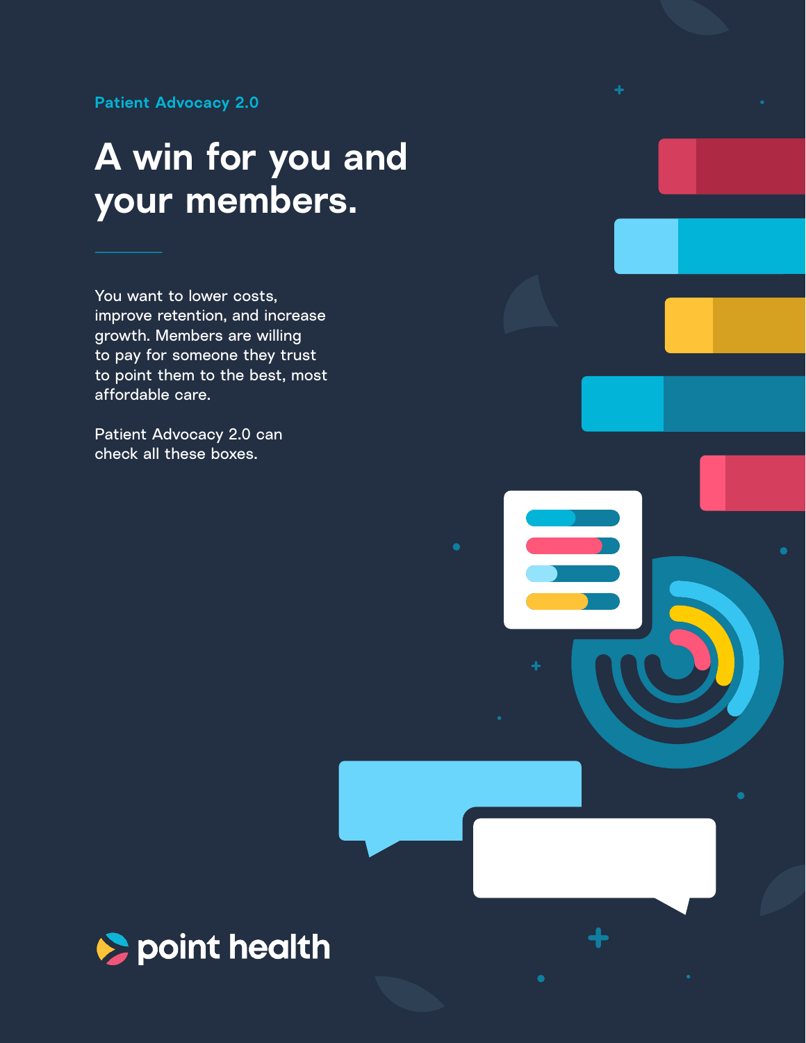Patient Advocacy 2.0

# A win for you and your members.

You want to lower costs, improve retention, and increase growth. Members are willing to pay for someone they trust to point them to the best, most affordable care.

Patient Advocacy 2.0 can check all these boxes.

point health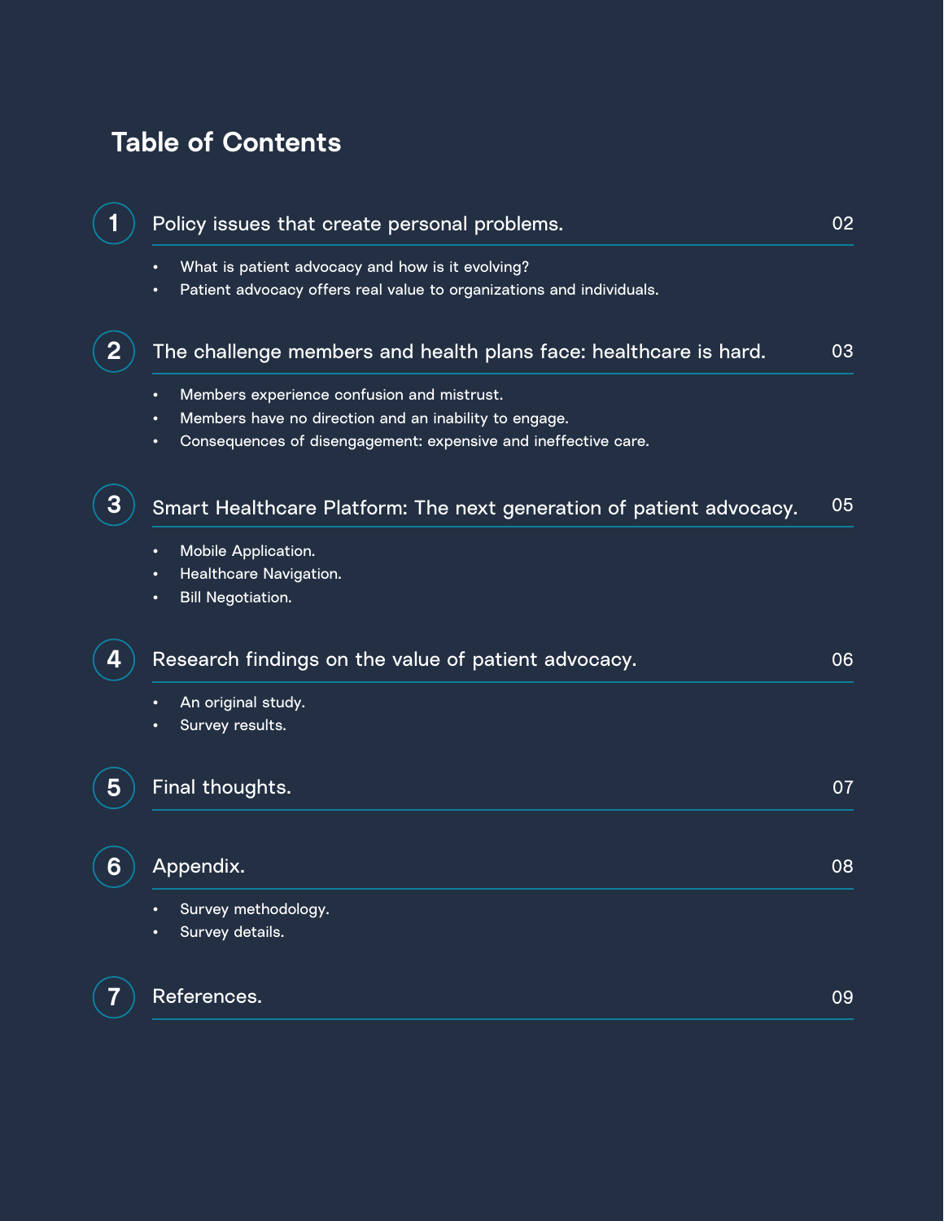# Table of Contents

1. Policy issues that create personal problems. — 02
   - What is patient advocacy and how is it evolving?
   - Patient advocacy offers real value to organizations and individuals.

2. The challenge members and health plans face: healthcare is hard. — 03
   - Members experience confusion and mistrust.
   - Members have no direction and an inability to engage.
   - Consequences of disengagement: expensive and ineffective care.

3. Smart Healthcare Platform: The next generation of patient advocacy. — 05
   - Mobile Application.
   - Healthcare Navigation.
   - Bill Negotiation.

4. Research findings on the value of patient advocacy. — 06
   - An original study.
   - Survey results.

5. Final thoughts. — 07

6. Appendix. — 08
   - Survey methodology.
   - Survey details.

7. References. — 09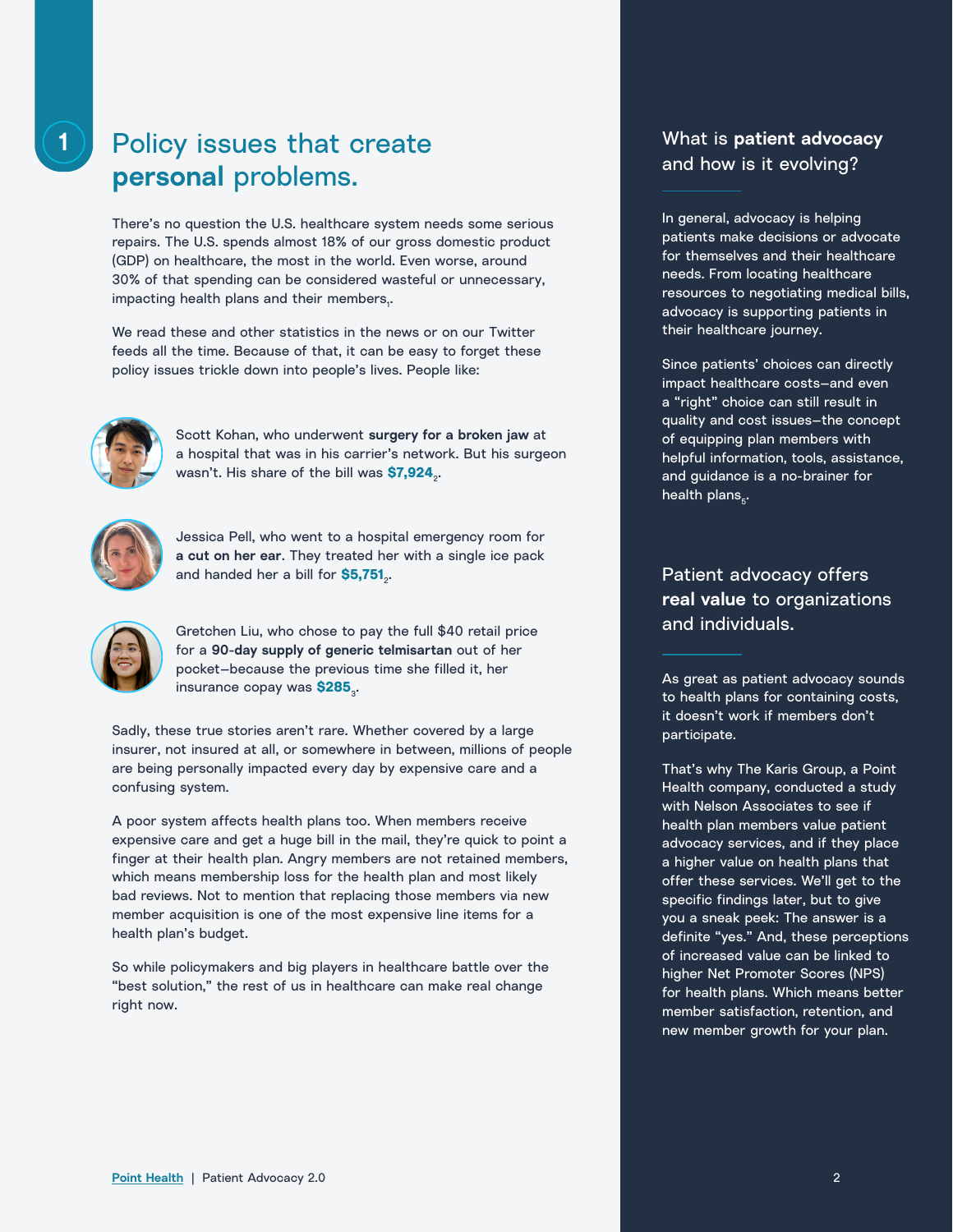# 1 Policy issues that create **personal** problems.

There's no question the U.S. healthcare system needs some serious repairs. The U.S. spends almost 18% of our gross domestic product (GDP) on healthcare, the most in the world. Even worse, around 30% of that spending can be considered wasteful or unnecessary, impacting health plans and their members[1].

We read these and other statistics in the news or on our Twitter feeds all the time. Because of that, it can be easy to forget these policy issues trickle down into people's lives. People like:

Scott Kohan, who underwent **surgery for a broken jaw** at a hospital that was in his carrier's network. But his surgeon wasn't. His share of the bill was **$7,924**[2].

Jessica Pell, who went to a hospital emergency room for **a cut on her ear**. They treated her with a single ice pack and handed her a bill for **$5,751**[2].

Gretchen Liu, who chose to pay the full $40 retail price for a **90-day supply of generic telmisartan** out of her pocket—because the previous time she filled it, her insurance copay was **$285**[3].

Sadly, these true stories aren't rare. Whether covered by a large insurer, not insured at all, or somewhere in between, millions of people are being personally impacted every day by expensive care and a confusing system.

A poor system affects health plans too. When members receive expensive care and get a huge bill in the mail, they're quick to point a finger at their health plan. Angry members are not retained members, which means membership loss for the health plan and most likely bad reviews. Not to mention that replacing those members via new member acquisition is one of the most expensive line items for a health plan's budget.

So while policymakers and big players in healthcare battle over the "best solution," the rest of us in healthcare can make real change right now.

## What is **patient advocacy** and how is it evolving?

In general, advocacy is helping patients make decisions or advocate for themselves and their healthcare needs. From locating healthcare resources to negotiating medical bills, advocacy is supporting patients in their healthcare journey.

Since patients' choices can directly impact healthcare costs—and even a "right" choice can still result in quality and cost issues—the concept of equipping plan members with helpful information, tools, assistance, and guidance is a no-brainer for health plans[5].

## Patient advocacy offers **real value** to organizations and individuals.

As great as patient advocacy sounds to health plans for containing costs, it doesn't work if members don't participate.

That's why The Karis Group, a Point Health company, conducted a study with Nelson Associates to see if health plan members value patient advocacy services, and if they place a higher value on health plans that offer these services. We'll get to the specific findings later, but to give you a sneak peek: The answer is a definite "yes." And, these perceptions of increased value can be linked to higher Net Promoter Scores (NPS) for health plans. Which means better member satisfaction, retention, and new member growth for your plan.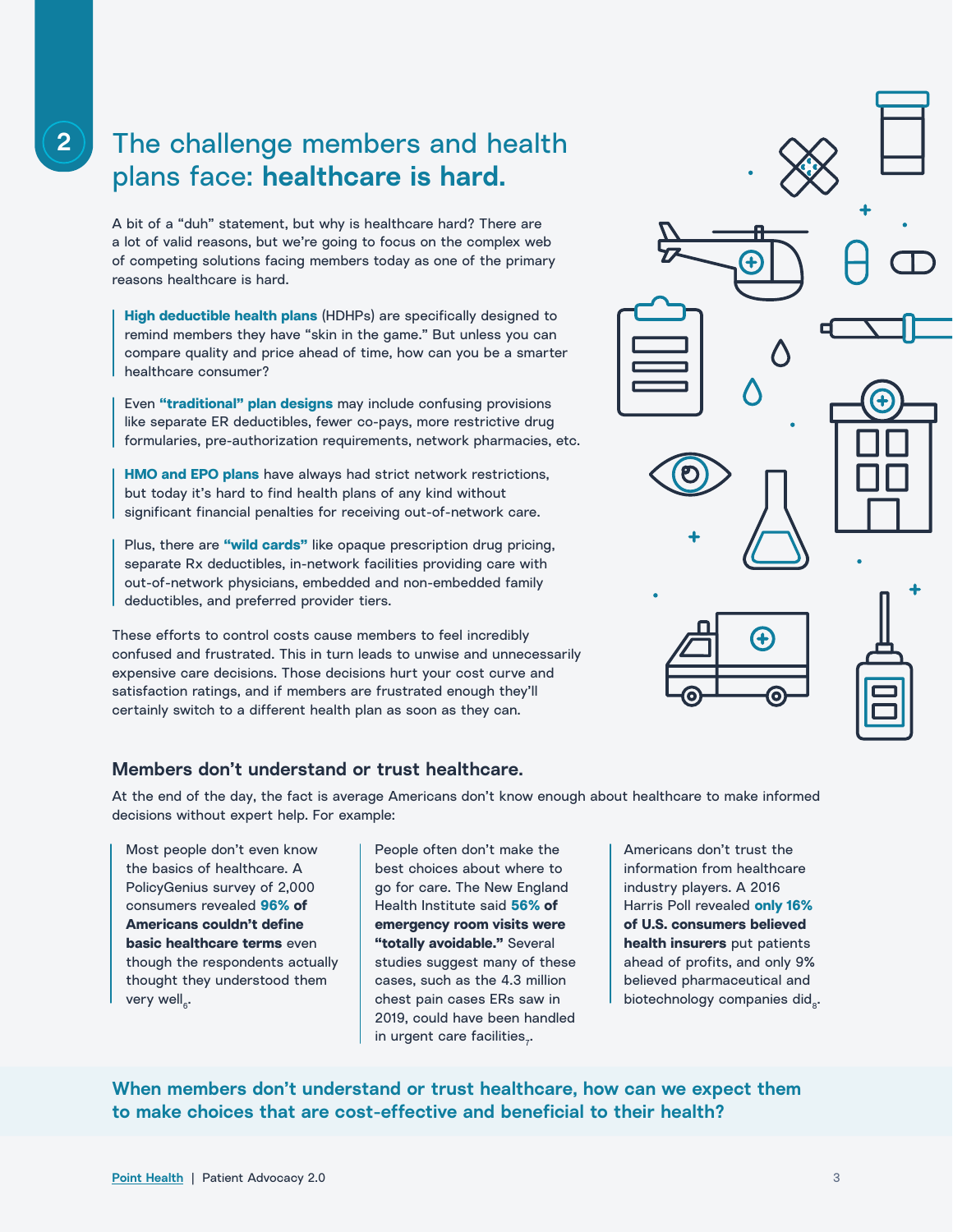## 2 The challenge members and health plans face: **healthcare is hard.**

A bit of a "duh" statement, but why is healthcare hard? There are a lot of valid reasons, but we're going to focus on the complex web of competing solutions facing members today as one of the primary reasons healthcare is hard.

**High deductible health plans** (HDHPs) are specifically designed to remind members they have "skin in the game." But unless you can compare quality and price ahead of time, how can you be a smarter healthcare consumer?

Even **"traditional" plan designs** may include confusing provisions like separate ER deductibles, fewer co-pays, more restrictive drug formularies, pre-authorization requirements, network pharmacies, etc.

**HMO and EPO plans** have always had strict network restrictions, but today it's hard to find health plans of any kind without significant financial penalties for receiving out-of-network care.

Plus, there are **"wild cards"** like opaque prescription drug pricing, separate Rx deductibles, in-network facilities providing care with out-of-network physicians, embedded and non-embedded family deductibles, and preferred provider tiers.

These efforts to control costs cause members to feel incredibly confused and frustrated. This in turn leads to unwise and unnecessarily expensive care decisions. Those decisions hurt your cost curve and satisfaction ratings, and if members are frustrated enough they'll certainly switch to a different health plan as soon as they can.

### Members don't understand or trust healthcare.

At the end of the day, the fact is average Americans don't know enough about healthcare to make informed decisions without expert help. For example:

Most people don't even know the basics of healthcare. A PolicyGenius survey of 2,000 consumers revealed **96% of Americans couldn't define basic healthcare terms** even though the respondents actually thought they understood them very well[6].

People often don't make the best choices about where to go for care. The New England Health Institute said **56% of emergency room visits were "totally avoidable."** Several studies suggest many of these cases, such as the 4.3 million chest pain cases ERs saw in 2019, could have been handled in urgent care facilities[7].

Americans don't trust the information from healthcare industry players. A 2016 Harris Poll revealed **only 16% of U.S. consumers believed health insurers** put patients ahead of profits, and only 9% believed pharmaceutical and biotechnology companies did[8].

**When members don't understand or trust healthcare, how can we expect them to make choices that are cost-effective and beneficial to their health?**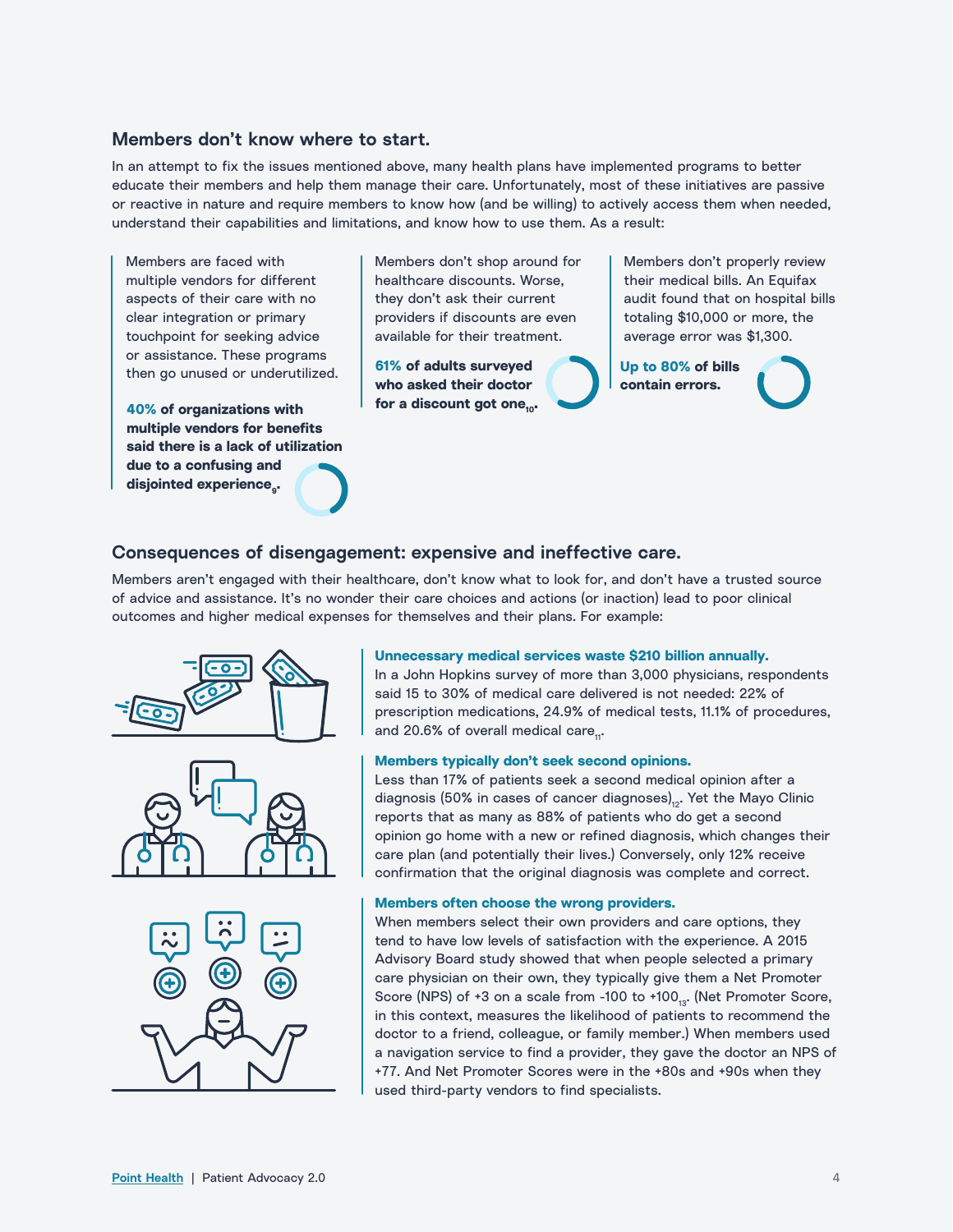## Members don't know where to start.

In an attempt to fix the issues mentioned above, many health plans have implemented programs to better educate their members and help them manage their care. Unfortunately, most of these initiatives are passive or reactive in nature and require members to know how (and be willing) to actively access them when needed, understand their capabilities and limitations, and know how to use them. As a result:

Members are faced with multiple vendors for different aspects of their care with no clear integration or primary touchpoint for seeking advice or assistance. These programs then go unused or underutilized.

**40% of organizations with multiple vendors for benefits said there is a lack of utilization due to a confusing and disjointed experience**[9]**.**

Members don't shop around for healthcare discounts. Worse, they don't ask their current providers if discounts are even available for their treatment.

**61% of adults surveyed who asked their doctor for a discount got one**[10]**.**

Members don't properly review their medical bills. An Equifax audit found that on hospital bills totaling $10,000 or more, the average error was $1,300.

**Up to 80% of bills contain errors.**

## Consequences of disengagement: expensive and ineffective care.

Members aren't engaged with their healthcare, don't know what to look for, and don't have a trusted source of advice and assistance. It's no wonder their care choices and actions (or inaction) lead to poor clinical outcomes and higher medical expenses for themselves and their plans. For example:

**Unnecessary medical services waste $210 billion annually.**
In a John Hopkins survey of more than 3,000 physicians, respondents said 15 to 30% of medical care delivered is not needed: 22% of prescription medications, 24.9% of medical tests, 11.1% of procedures, and 20.6% of overall medical care[11].

**Members typically don't seek second opinions.**
Less than 17% of patients seek a second medical opinion after a diagnosis (50% in cases of cancer diagnoses)[12]. Yet the Mayo Clinic reports that as many as 88% of patients who do get a second opinion go home with a new or refined diagnosis, which changes their care plan (and potentially their lives.) Conversely, only 12% receive confirmation that the original diagnosis was complete and correct.

**Members often choose the wrong providers.**
When members select their own providers and care options, they tend to have low levels of satisfaction with the experience. A 2015 Advisory Board study showed that when people selected a primary care physician on their own, they typically give them a Net Promoter Score (NPS) of +3 on a scale from -100 to +100[13]. (Net Promoter Score, in this context, measures the likelihood of patients to recommend the doctor to a friend, colleague, or family member.) When members used a navigation service to find a provider, they gave the doctor an NPS of +77. And Net Promoter Scores were in the +80s and +90s when they used third-party vendors to find specialists.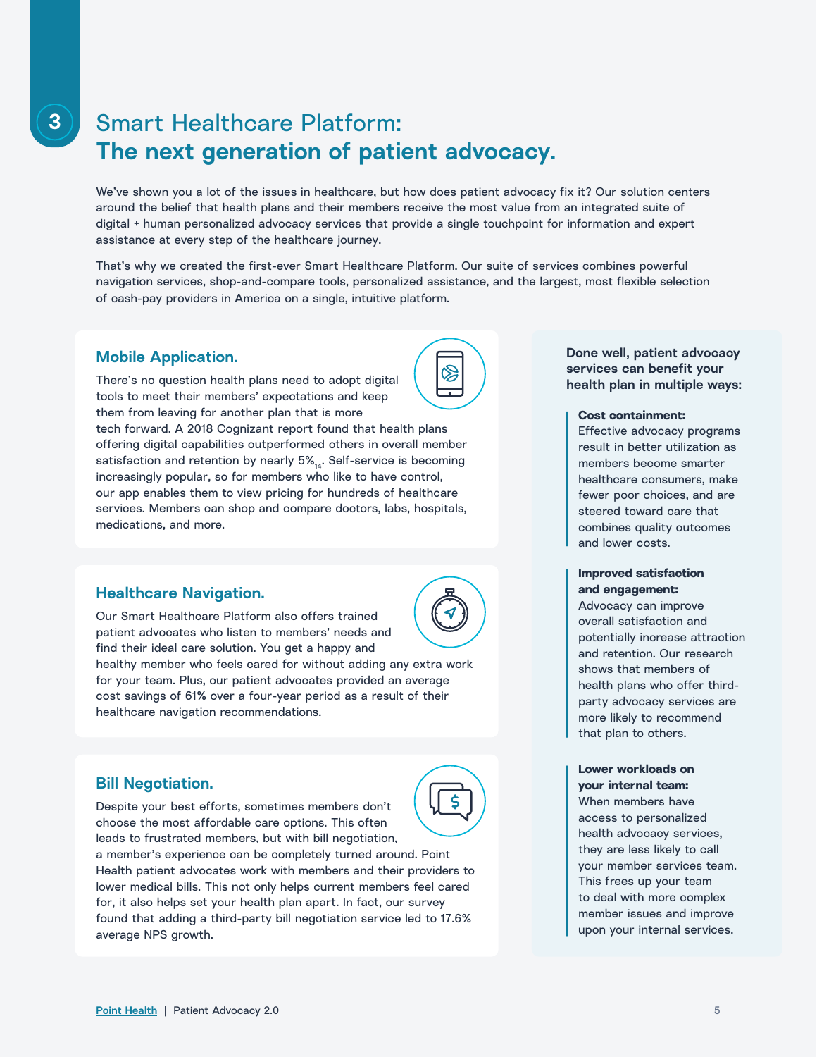# 3 Smart Healthcare Platform: **The next generation of patient advocacy.**

We've shown you a lot of the issues in healthcare, but how does patient advocacy fix it? Our solution centers around the belief that health plans and their members receive the most value from an integrated suite of digital + human personalized advocacy services that provide a single touchpoint for information and expert assistance at every step of the healthcare journey.

That's why we created the first-ever Smart Healthcare Platform. Our suite of services combines powerful navigation services, shop-and-compare tools, personalized assistance, and the largest, most flexible selection of cash-pay providers in America on a single, intuitive platform.

## Mobile Application.

There's no question health plans need to adopt digital tools to meet their members' expectations and keep them from leaving for another plan that is more tech forward. A 2018 Cognizant report found that health plans offering digital capabilities outperformed others in overall member satisfaction and retention by nearly 5%[14]. Self-service is becoming increasingly popular, so for members who like to have control, our app enables them to view pricing for hundreds of healthcare services. Members can shop and compare doctors, labs, hospitals, medications, and more.

## Healthcare Navigation.

Our Smart Healthcare Platform also offers trained patient advocates who listen to members' needs and find their ideal care solution. You get a happy and healthy member who feels cared for without adding any extra work for your team. Plus, our patient advocates provided an average cost savings of 61% over a four-year period as a result of their healthcare navigation recommendations.

## Bill Negotiation.

Despite your best efforts, sometimes members don't choose the most affordable care options. This often leads to frustrated members, but with bill negotiation, a member's experience can be completely turned around. Point Health patient advocates work with members and their providers to lower medical bills. This not only helps current members feel cared for, it also helps set your health plan apart. In fact, our survey found that adding a third-party bill negotiation service led to 17.6% average NPS growth.

**Done well, patient advocacy services can benefit your health plan in multiple ways:**

**Cost containment:** Effective advocacy programs result in better utilization as members become smarter healthcare consumers, make fewer poor choices, and are steered toward care that combines quality outcomes and lower costs.

**Improved satisfaction and engagement:** Advocacy can improve overall satisfaction and potentially increase attraction and retention. Our research shows that members of health plans who offer third-party advocacy services are more likely to recommend that plan to others.

**Lower workloads on your internal team:** When members have access to personalized health advocacy services, they are less likely to call your member services team. This frees up your team to deal with more complex member issues and improve upon your internal services.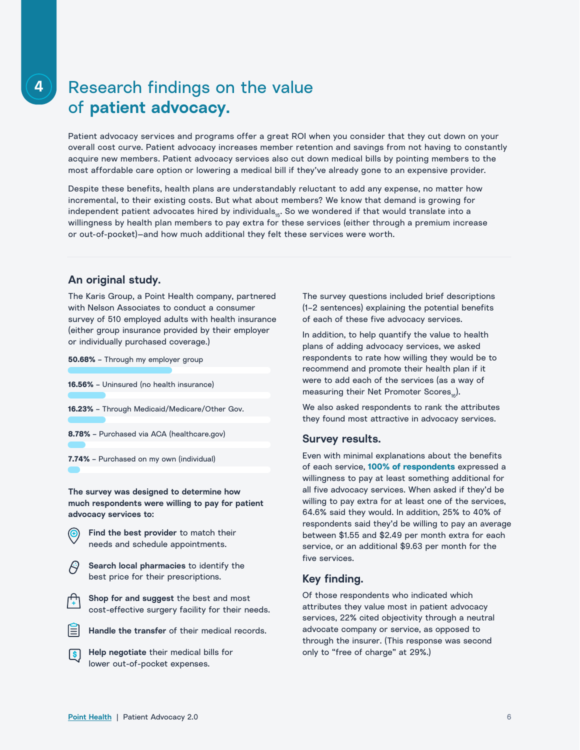# 4 Research findings on the value of **patient advocacy.**

Patient advocacy services and programs offer a great ROI when you consider that they cut down on your overall cost curve. Patient advocacy increases member retention and savings from not having to constantly acquire new members. Patient advocacy services also cut down medical bills by pointing members to the most affordable care option or lowering a medical bill if they've already gone to an expensive provider.

Despite these benefits, health plans are understandably reluctant to add any expense, no matter how incremental, to their existing costs. But what about members? We know that demand is growing for independent patient advocates hired by individuals[15]. So we wondered if that would translate into a willingness by health plan members to pay extra for these services (either through a premium increase or out-of-pocket)—and how much additional they felt these services were worth.

## An original study.

The Karis Group, a Point Health company, partnered with Nelson Associates to conduct a consumer survey of 510 employed adults with health insurance (either group insurance provided by their employer or individually purchased coverage.)

- **50.68%** – Through my employer group
- **16.56%** – Uninsured (no health insurance)
- **16.23%** – Through Medicaid/Medicare/Other Gov.
- **8.78%** – Purchased via ACA (healthcare.gov)
- **7.74%** – Purchased on my own (individual)

**The survey was designed to determine how much respondents were willing to pay for patient advocacy services to:**

- **Find the best provider** to match their needs and schedule appointments.
- **Search local pharmacies** to identify the best price for their prescriptions.
- **Shop for and suggest** the best and most cost-effective surgery facility for their needs.
- **Handle the transfer** of their medical records.
- **Help negotiate** their medical bills for lower out-of-pocket expenses.

The survey questions included brief descriptions (1–2 sentences) explaining the potential benefits of each of these five advocacy services.

In addition, to help quantify the value to health plans of adding advocacy services, we asked respondents to rate how willing they would be to recommend and promote their health plan if it were to add each of the services (as a way of measuring their Net Promoter Scores[16]).

We also asked respondents to rank the attributes they found most attractive in advocacy services.

## Survey results.

Even with minimal explanations about the benefits of each service, **100% of respondents** expressed a willingness to pay at least something additional for all five advocacy services. When asked if they'd be willing to pay extra for at least one of the services, 64.6% said they would. In addition, 25% to 40% of respondents said they'd be willing to pay an average between $1.55 and $2.49 per month extra for each service, or an additional $9.63 per month for the five services.

## Key finding.

Of those respondents who indicated which attributes they value most in patient advocacy services, 22% cited objectivity through a neutral advocate company or service, as opposed to through the insurer. (This response was second only to "free of charge" at 29%.)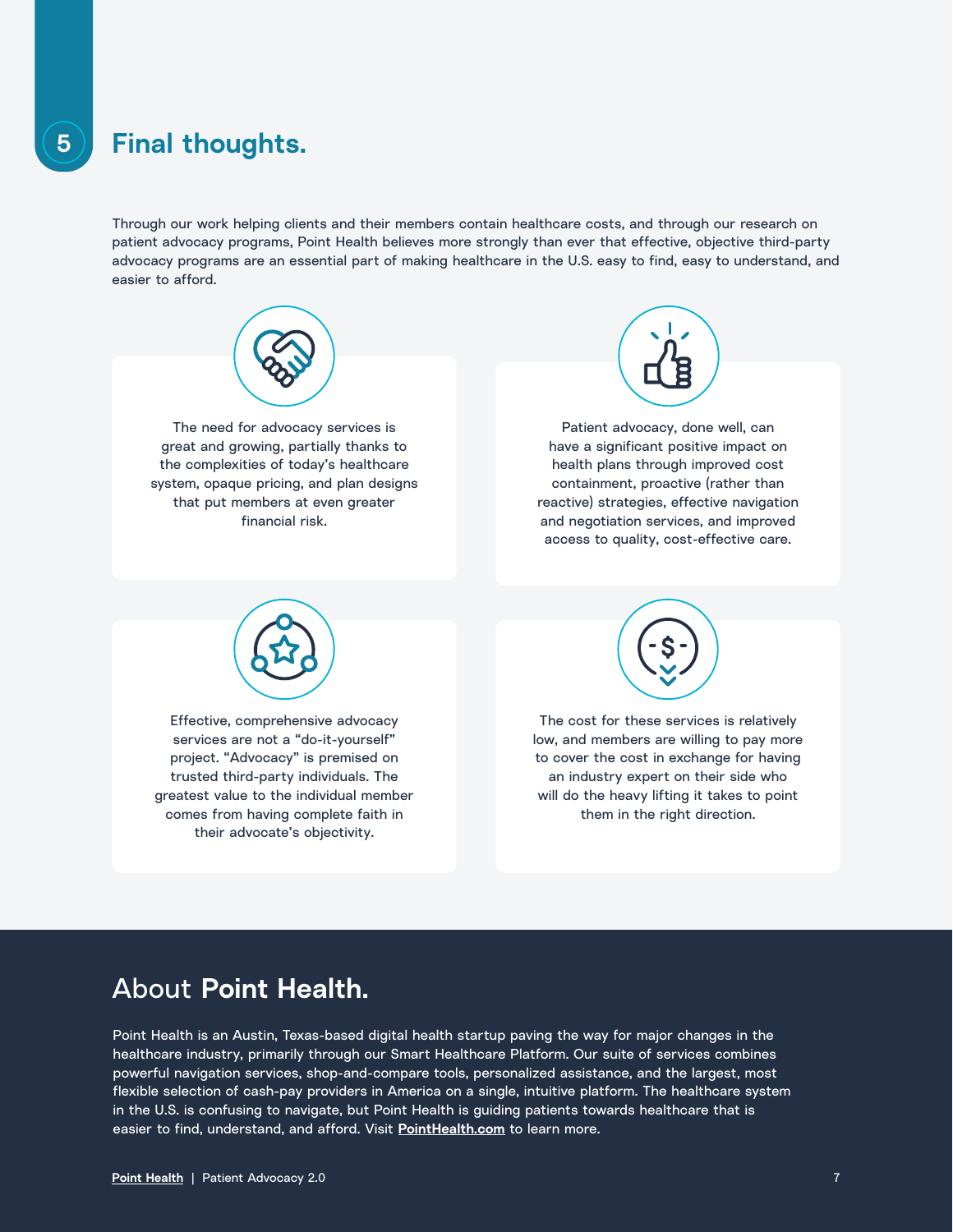## 5 Final thoughts.

Through our work helping clients and their members contain healthcare costs, and through our research on patient advocacy programs, Point Health believes more strongly than ever that effective, objective third-party advocacy programs are an essential part of making healthcare in the U.S. easy to find, easy to understand, and easier to afford.

The need for advocacy services is great and growing, partially thanks to the complexities of today's healthcare system, opaque pricing, and plan designs that put members at even greater financial risk.

Patient advocacy, done well, can have a significant positive impact on health plans through improved cost containment, proactive (rather than reactive) strategies, effective navigation and negotiation services, and improved access to quality, cost-effective care.

Effective, comprehensive advocacy services are not a "do-it-yourself" project. "Advocacy" is premised on trusted third-party individuals. The greatest value to the individual member comes from having complete faith in their advocate's objectivity.

The cost for these services is relatively low, and members are willing to pay more to cover the cost in exchange for having an industry expert on their side who will do the heavy lifting it takes to point them in the right direction.

## About **Point Health.**

Point Health is an Austin, Texas-based digital health startup paving the way for major changes in the healthcare industry, primarily through our Smart Healthcare Platform. Our suite of services combines powerful navigation services, shop-and-compare tools, personalized assistance, and the largest, most flexible selection of cash-pay providers in America on a single, intuitive platform. The healthcare system in the U.S. is confusing to navigate, but Point Health is guiding patients towards healthcare that is easier to find, understand, and afford. Visit **PointHealth.com** to learn more.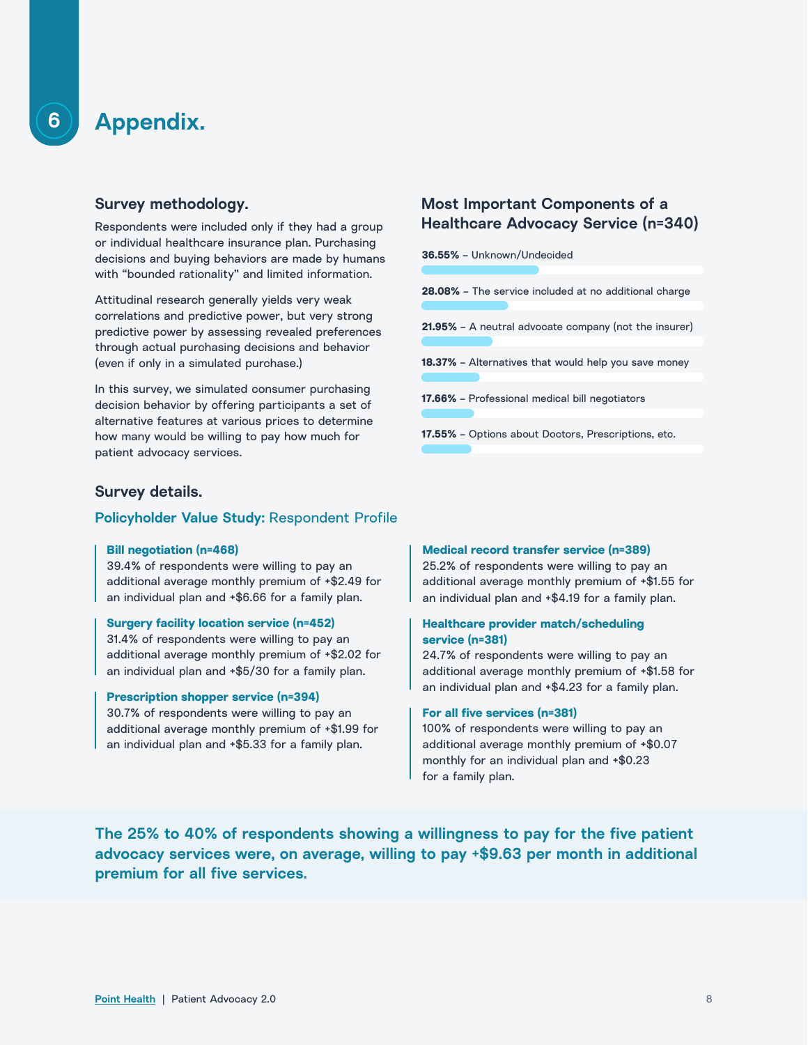# 6 Appendix.

## Survey methodology.

Respondents were included only if they had a group or individual healthcare insurance plan. Purchasing decisions and buying behaviors are made by humans with "bounded rationality" and limited information.

Attitudinal research generally yields very weak correlations and predictive power, but very strong predictive power by assessing revealed preferences through actual purchasing decisions and behavior (even if only in a simulated purchase.)

In this survey, we simulated consumer purchasing decision behavior by offering participants a set of alternative features at various prices to determine how many would be willing to pay how much for patient advocacy services.

## Most Important Components of a Healthcare Advocacy Service (n=340)

**36.55%** – Unknown/Undecided

**28.08%** – The service included at no additional charge

**21.95%** – A neutral advocate company (not the insurer)

**18.37%** – Alternatives that would help you save money

**17.66%** – Professional medical bill negotiators

**17.55%** – Options about Doctors, Prescriptions, etc.

## Survey details.

### Policyholder Value Study: Respondent Profile

**Bill negotiation (n=468)**
39.4% of respondents were willing to pay an additional average monthly premium of +$2.49 for an individual plan and +$6.66 for a family plan.

**Surgery facility location service (n=452)**
31.4% of respondents were willing to pay an additional average monthly premium of +$2.02 for an individual plan and +$5/30 for a family plan.

**Prescription shopper service (n=394)**
30.7% of respondents were willing to pay an additional average monthly premium of +$1.99 for an individual plan and +$5.33 for a family plan.

**Medical record transfer service (n=389)**
25.2% of respondents were willing to pay an additional average monthly premium of +$1.55 for an individual plan and +$4.19 for a family plan.

**Healthcare provider match/scheduling service (n=381)**
24.7% of respondents were willing to pay an additional average monthly premium of +$1.58 for an individual plan and +$4.23 for a family plan.

**For all five services (n=381)**
100% of respondents were willing to pay an additional average monthly premium of +$0.07 monthly for an individual plan and +$0.23 for a family plan.

**The 25% to 40% of respondents showing a willingness to pay for the five patient advocacy services were, on average, willing to pay +$9.63 per month in additional premium for all five services.**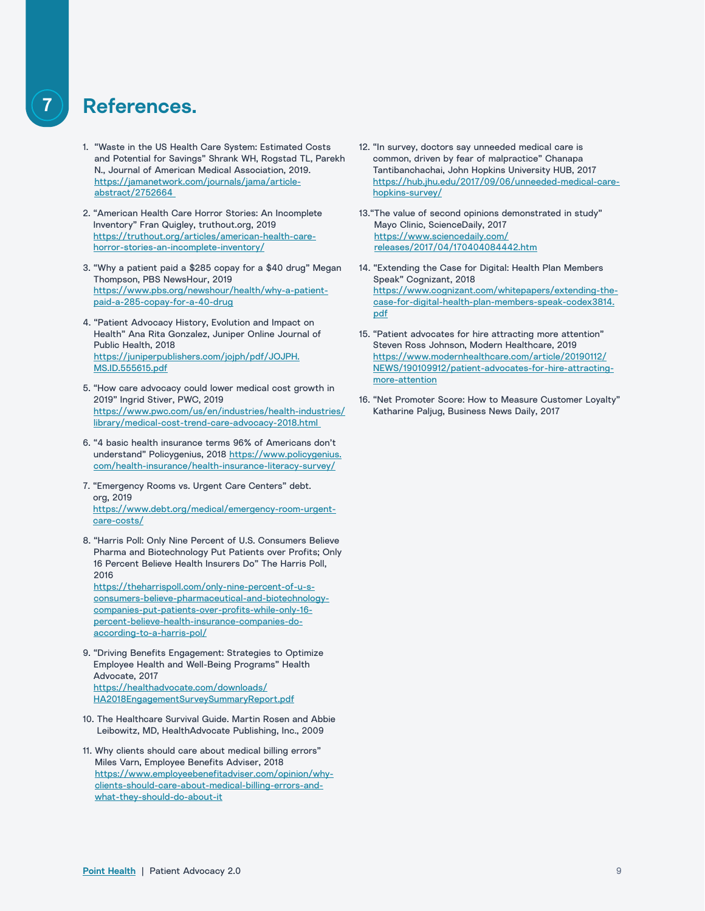# 7 References.

1. "Waste in the US Health Care System: Estimated Costs and Potential for Savings" Shrank WH, Rogstad TL, Parekh N., Journal of American Medical Association, 2019. https://jamanetwork.com/journals/jama/article-abstract/2752664

2. "American Health Care Horror Stories: An Incomplete Inventory" Fran Quigley, truthout.org, 2019 https://truthout.org/articles/american-health-care-horror-stories-an-incomplete-inventory/

3. "Why a patient paid a $285 copay for a $40 drug" Megan Thompson, PBS NewsHour, 2019 https://www.pbs.org/newshour/health/why-a-patient-paid-a-285-copay-for-a-40-drug

4. "Patient Advocacy History, Evolution and Impact on Health" Ana Rita Gonzalez, Juniper Online Journal of Public Health, 2018 https://juniperpublishers.com/jojph/pdf/JOJPH.MS.ID.555615.pdf

5. "How care advocacy could lower medical cost growth in 2019" Ingrid Stiver, PWC, 2019 https://www.pwc.com/us/en/industries/health-industries/library/medical-cost-trend-care-advocacy-2018.html

6. "4 basic health insurance terms 96% of Americans don't understand" Policygenius, 2018 https://www.policygenius.com/health-insurance/health-insurance-literacy-survey/

7. "Emergency Rooms vs. Urgent Care Centers" debt.org, 2019 https://www.debt.org/medical/emergency-room-urgent-care-costs/

8. "Harris Poll: Only Nine Percent of U.S. Consumers Believe Pharma and Biotechnology Put Patients over Profits; Only 16 Percent Believe Health Insurers Do" The Harris Poll, 2016 https://theharrispoll.com/only-nine-percent-of-u-s-consumers-believe-pharmaceutical-and-biotechnology-companies-put-patients-over-profits-while-only-16-percent-believe-health-insurance-companies-do-according-to-a-harris-pol/

9. "Driving Benefits Engagement: Strategies to Optimize Employee Health and Well-Being Programs" Health Advocate, 2017 https://healthadvocate.com/downloads/HA2018EngagementSurveySummaryReport.pdf

10. The Healthcare Survival Guide. Martin Rosen and Abbie Leibowitz, MD, HealthAdvocate Publishing, Inc., 2009

11. Why clients should care about medical billing errors" Miles Varn, Employee Benefits Adviser, 2018 https://www.employeebenefitadviser.com/opinion/why-clients-should-care-about-medical-billing-errors-and-what-they-should-do-about-it

12. "In survey, doctors say unneeded medical care is common, driven by fear of malpractice" Chanapa Tantibanchachai, John Hopkins University HUB, 2017 https://hub.jhu.edu/2017/09/06/unneeded-medical-care-hopkins-survey/

13. "The value of second opinions demonstrated in study" Mayo Clinic, ScienceDaily, 2017 https://www.sciencedaily.com/releases/2017/04/170404084442.htm

14. "Extending the Case for Digital: Health Plan Members Speak" Cognizant, 2018 https://www.cognizant.com/whitepapers/extending-the-case-for-digital-health-plan-members-speak-codex3814.pdf

15. "Patient advocates for hire attracting more attention" Steven Ross Johnson, Modern Healthcare, 2019 https://www.modernhealthcare.com/article/20190112/NEWS/190109912/patient-advocates-for-hire-attracting-more-attention

16. "Net Promoter Score: How to Measure Customer Loyalty" Katharine Paljug, Business News Daily, 2017